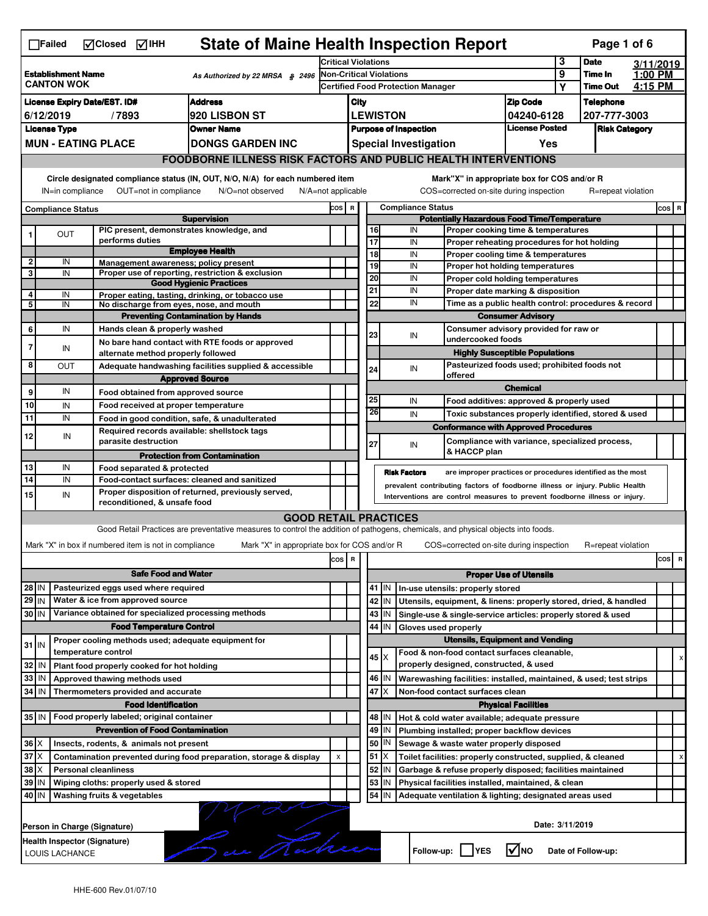☐Failed ☑Closed ☑IHH

# State of Maine Health Inspection Report

| | | | |
|---|---|---|---|
| **Establishment Name** CANTON WOK | As Authorized by 22 MRSA § 2496 | Critical Violations: 3 | **Date** 3/11/2019 |
| | | Non-Critical Violations: 9 | **Time In** 1:00 PM |
| | | Certified Food Protection Manager: Y | **Time Out** 4:15 PM |

| License Expiry Date/EST. ID# | Address | City | Zip Code | Telephone |
|---|---|---|---|---|
| 6/12/2019 / 7893 | 920 LISBON ST | LEWISTON | 04240-6128 | 207-777-3003 |

| License Type | Owner Name | Purpose of Inspection | License Posted | Risk Category |
|---|---|---|---|---|
| MUN - EATING PLACE | DONGS GARDEN INC | Special Investigation | Yes | |

## FOODBORNE ILLNESS RISK FACTORS AND PUBLIC HEALTH INTERVENTIONS

Circle designated compliance status (IN, OUT, N/O, N/A) for each numbered item. IN=in compliance OUT=not in compliance N/O=not observed N/A=not applicable

Mark"X" in appropriate box for COS and/or R. COS=corrected on-site during inspection R=repeat violation

| # | Compliance Status | Item | COS | R |
|---|---|---|---|---|
| | | **Supervision** | | |
| 1 | OUT | PIC present, demonstrates knowledge, and performs duties | | |
| | | **Employee Health** | | |
| 2 | IN | Management awareness; policy present | | |
| 3 | IN | Proper use of reporting, restriction & exclusion | | |
| | | **Good Hygienic Practices** | | |
| 4 | IN | Proper eating, tasting, drinking, or tobacco use | | |
| 5 | IN | No discharge from eyes, nose, and mouth | | |
| | | **Preventing Contamination by Hands** | | |
| 6 | IN | Hands clean & properly washed | | |
| 7 | IN | No bare hand contact with RTE foods or approved alternate method properly followed | | |
| 8 | OUT | Adequate handwashing facilities supplied & accessible | | |
| | | **Approved Source** | | |
| 9 | IN | Food obtained from approved source | | |
| 10 | IN | Food received at proper temperature | | |
| 11 | IN | Food in good condition, safe, & unadulterated | | |
| 12 | IN | Required records available: shellstock tags parasite destruction | | |
| | | **Protection from Contamination** | | |
| 13 | IN | Food separated & protected | | |
| 14 | IN | Food-contact surfaces: cleaned and sanitized | | |
| 15 | IN | Proper disposition of returned, previously served, reconditioned, & unsafe food | | |
| | | **Potentially Hazardous Food Time/Temperature** | | |
| 16 | IN | Proper cooking time & temperatures | | |
| 17 | IN | Proper reheating procedures for hot holding | | |
| 18 | IN | Proper cooling time & temperatures | | |
| 19 | IN | Proper hot holding temperatures | | |
| 20 | IN | Proper cold holding temperatures | | |
| 21 | IN | Proper date marking & disposition | | |
| 22 | IN | Time as a public health control: procedures & record | | |
| | | **Consumer Advisory** | | |
| 23 | IN | Consumer advisory provided for raw or undercooked foods | | |
| | | **Highly Susceptible Populations** | | |
| 24 | IN | Pasteurized foods used; prohibited foods not offered | | |
| | | **Chemical** | | |
| 25 | IN | Food additives: approved & properly used | | |
| 26 | IN | Toxic substances properly identified, stored & used | | |
| | | **Conformance with Approved Procedures** | | |
| 27 | IN | Compliance with variance, specialized process, & HACCP plan | | |

**Risk Factors** are improper practices or procedures identified as the most prevalent contributing factors of foodborne illness or injury. Public Health Interventions are control measures to prevent foodborne illness or injury.

## GOOD RETAIL PRACTICES

Good Retail Practices are preventative measures to control the addition of pathogens, chemicals, and physical objects into foods.

Mark "X" in box if numbered item is not in compliance. Mark "X" in appropriate box for COS and/or R. COS=corrected on-site during inspection R=repeat violation

| # | Status | Item | COS | R |
|---|---|---|---|---|
| | | **Safe Food and Water** | | |
| 28 | IN | Pasteurized eggs used where required | | |
| 29 | IN | Water & ice from approved source | | |
| 30 | IN | Variance obtained for specialized processing methods | | |
| | | **Food Temperature Control** | | |
| 31 | IN | Proper cooling methods used; adequate equipment for temperature control | | |
| 32 | IN | Plant food properly cooked for hot holding | | |
| 33 | IN | Approved thawing methods used | | |
| 34 | IN | Thermometers provided and accurate | | |
| | | **Food Identification** | | |
| 35 | IN | Food properly labeled; original container | | |
| | | **Prevention of Food Contamination** | | |
| 36 | X | Insects, rodents, & animals not present | | |
| 37 | X | Contamination prevented during food preparation, storage & display | x | |
| 38 | X | Personal cleanliness | | |
| 39 | IN | Wiping cloths: properly used & stored | | |
| 40 | IN | Washing fruits & vegetables | | |
| | | **Proper Use of Utensils** | | |
| 41 | IN | In-use utensils: properly stored | | |
| 42 | IN | Utensils, equipment, & linens: properly stored, dried, & handled | | |
| 43 | IN | Single-use & single-service articles: properly stored & used | | |
| 44 | IN | Gloves used properly | | |
| | | **Utensils, Equipment and Vending** | | |
| 45 | X | Food & non-food contact surfaces cleanable, properly designed, constructed, & used | | x |
| 46 | IN | Warewashing facilities: installed, maintained, & used; test strips | | |
| 47 | X | Non-food contact surfaces clean | | |
| | | **Physical Facilities** | | |
| 48 | IN | Hot & cold water available; adequate pressure | | |
| 49 | IN | Plumbing installed; proper backflow devices | | |
| 50 | IN | Sewage & waste water properly disposed | | |
| 51 | X | Toilet facilities: properly constructed, supplied, & cleaned | | x |
| 52 | IN | Garbage & refuse properly disposed; facilities maintained | | |
| 53 | IN | Physical facilities installed, maintained, & clean | | |
| 54 | IN | Adequate ventilation & lighting; designated areas used | | |

Person in Charge (Signature)

Health Inspector (Signature): LOUIS LACHANCE

Date: 3/11/2019

Follow-up: ☐ YES ☑ NO Date of Follow-up:

HHE-600 Rev.01/07/10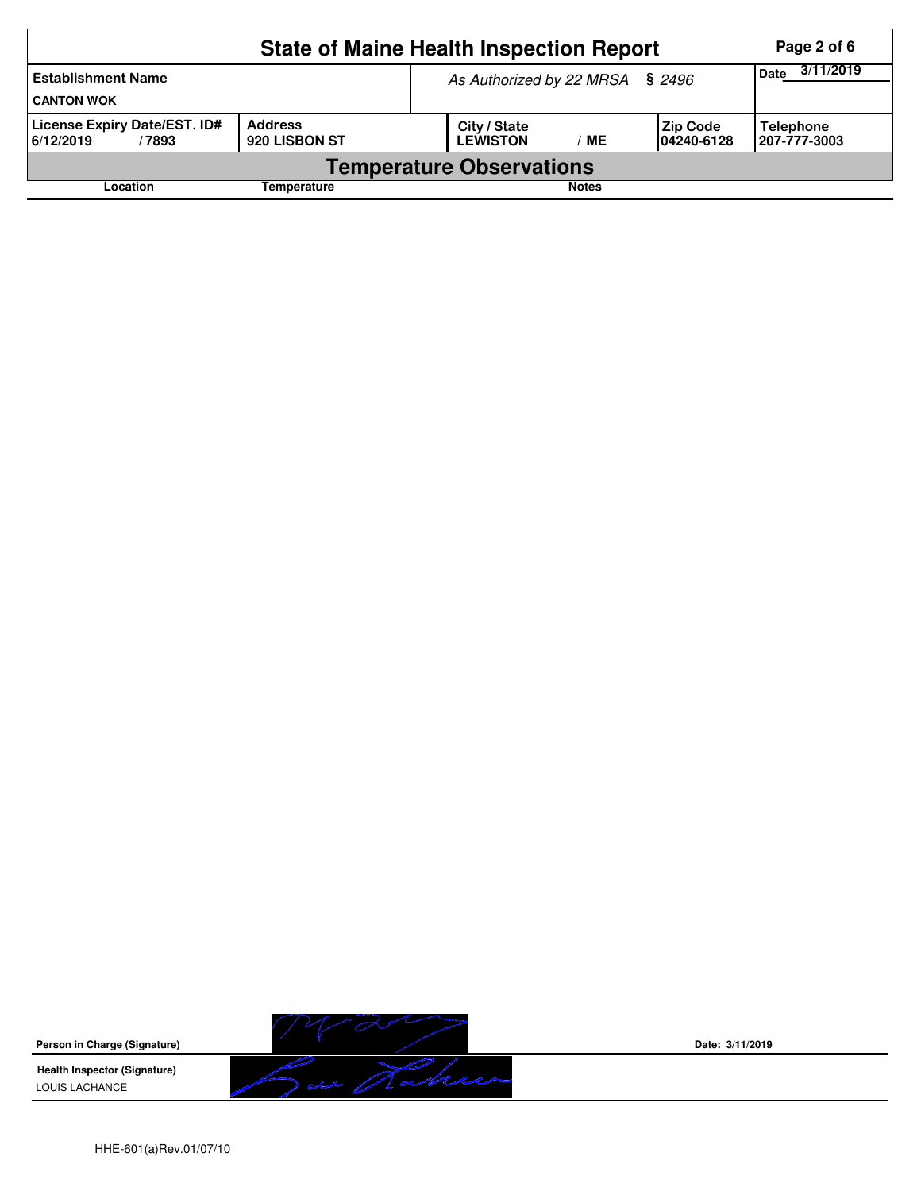# State of Maine Health Inspection Report

| Establishment Name | As Authorized by 22 MRSA § 2496 | | | Date 3/11/2019 |
|---|---|---|---|---|
| CANTON WOK | | | | |
| License Expiry Date/EST. ID# | Address | City / State | Zip Code | Telephone |
| 6/12/2019 / 7893 | 920 LISBON ST | LEWISTON / ME | 04240-6128 | 207-777-3003 |

## Temperature Observations

| Location | Temperature | Notes |
|---|---|---|

**Person in Charge (Signature)** Date: 3/11/2019

**Health Inspector (Signature)**
LOUIS LACHANCE

HHE-601(a)Rev.01/07/10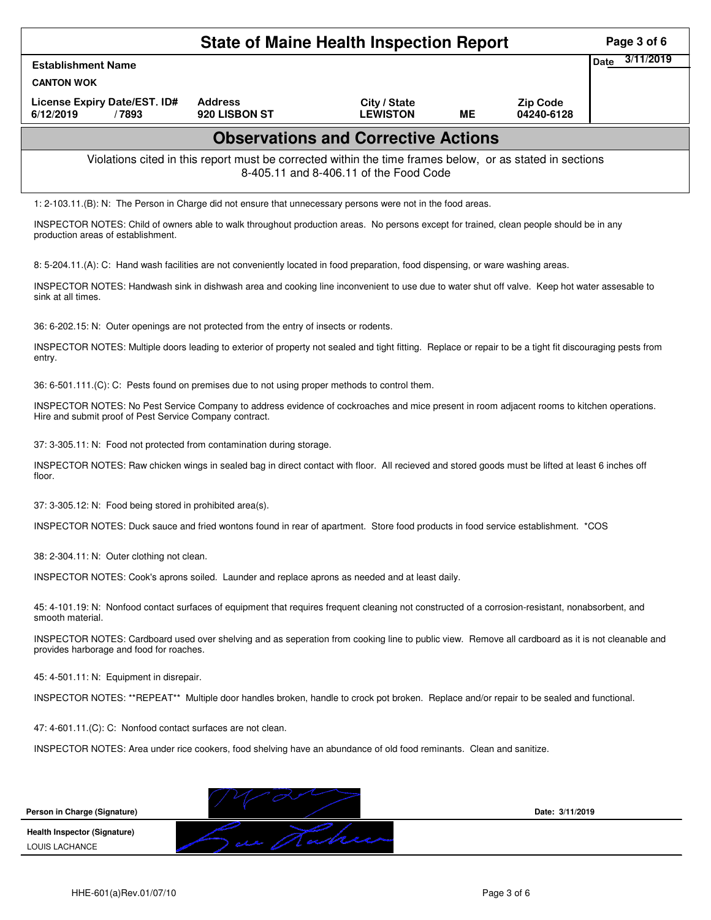# State of Maine Health Inspection Report

| Establishment Name | | | | | Date 3/11/2019 |
|---|---|---|---|---|---|
| CANTON WOK | | | | | |
| License Expiry Date/EST. ID# | Address | City / State | | Zip Code | |
| 6/12/2019 / 7893 | 920 LISBON ST | LEWISTON | ME | 04240-6128 | |

## Observations and Corrective Actions

Violations cited in this report must be corrected within the time frames below, or as stated in sections 8-405.11 and 8-406.11 of the Food Code

1: 2-103.11.(B): N: The Person in Charge did not ensure that unnecessary persons were not in the food areas.

INSPECTOR NOTES: Child of owners able to walk throughout production areas. No persons except for trained, clean people should be in any production areas of establishment.

8: 5-204.11.(A): C: Hand wash facilities are not conveniently located in food preparation, food dispensing, or ware washing areas.

INSPECTOR NOTES: Handwash sink in dishwash area and cooking line inconvenient to use due to water shut off valve. Keep hot water assesable to sink at all times.

36: 6-202.15: N: Outer openings are not protected from the entry of insects or rodents.

INSPECTOR NOTES: Multiple doors leading to exterior of property not sealed and tight fitting. Replace or repair to be a tight fit discouraging pests from entry.

36: 6-501.111.(C): C: Pests found on premises due to not using proper methods to control them.

INSPECTOR NOTES: No Pest Service Company to address evidence of cockroaches and mice present in room adjacent rooms to kitchen operations. Hire and submit proof of Pest Service Company contract.

37: 3-305.11: N: Food not protected from contamination during storage.

INSPECTOR NOTES: Raw chicken wings in sealed bag in direct contact with floor. All recieved and stored goods must be lifted at least 6 inches off floor.

37: 3-305.12: N: Food being stored in prohibited area(s).

INSPECTOR NOTES: Duck sauce and fried wontons found in rear of apartment. Store food products in food service establishment. *COS

38: 2-304.11: N: Outer clothing not clean.

INSPECTOR NOTES: Cook's aprons soiled. Launder and replace aprons as needed and at least daily.

45: 4-101.19: N: Nonfood contact surfaces of equipment that requires frequent cleaning not constructed of a corrosion-resistant, nonabsorbent, and smooth material.

INSPECTOR NOTES: Cardboard used over shelving and as seperation from cooking line to public view. Remove all cardboard as it is not cleanable and provides harborage and food for roaches.

45: 4-501.11: N: Equipment in disrepair.

INSPECTOR NOTES: **REPEAT** Multiple door handles broken, handle to crock pot broken. Replace and/or repair to be sealed and functional.

47: 4-601.11.(C): C: Nonfood contact surfaces are not clean.

INSPECTOR NOTES: Area under rice cookers, food shelving have an abundance of old food reminants. Clean and sanitize.

**Person in Charge (Signature)** &nbsp;&nbsp;&nbsp;&nbsp; **Date: 3/11/2019**

**Health Inspector (Signature)**
LOUIS LACHANCE

HHE-601(a)Rev.01/07/10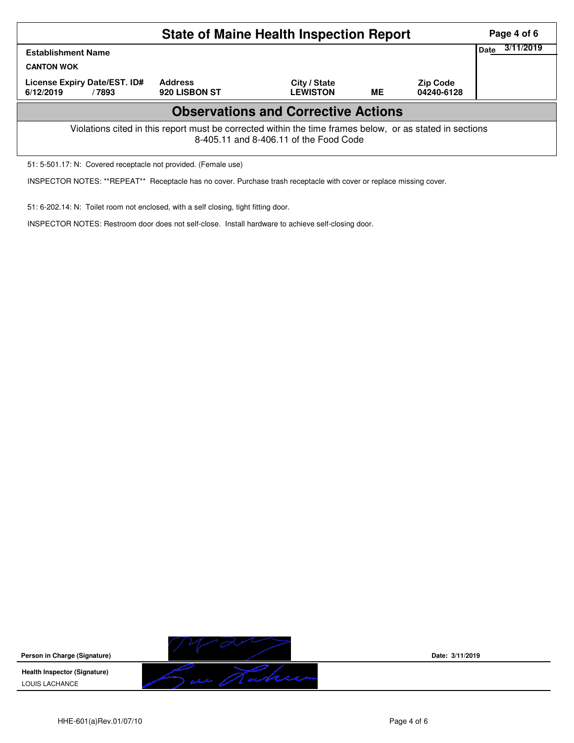# State of Maine Health Inspection Report

| Establishment Name | | | | | Date 3/11/2019 |
|---|---|---|---|---|---|
| CANTON WOK | | | | | |
| License Expiry Date/EST. ID# | Address | City / State | | Zip Code | |
| 6/12/2019 / 7893 | 920 LISBON ST | LEWISTON | ME | 04240-6128 | |

## Observations and Corrective Actions

Violations cited in this report must be corrected within the time frames below, or as stated in sections 8-405.11 and 8-406.11 of the Food Code

51: 5-501.17: N: Covered receptacle not provided. (Female use)

INSPECTOR NOTES: **REPEAT** Receptacle has no cover. Purchase trash receptacle with cover or replace missing cover.

51: 6-202.14: N: Toilet room not enclosed, with a self closing, tight fitting door.

INSPECTOR NOTES: Restroom door does not self-close. Install hardware to achieve self-closing door.

**Person in Charge (Signature)**

Date: 3/11/2019

**Health Inspector (Signature)**

LOUIS LACHANCE

HHE-601(a)Rev.01/07/10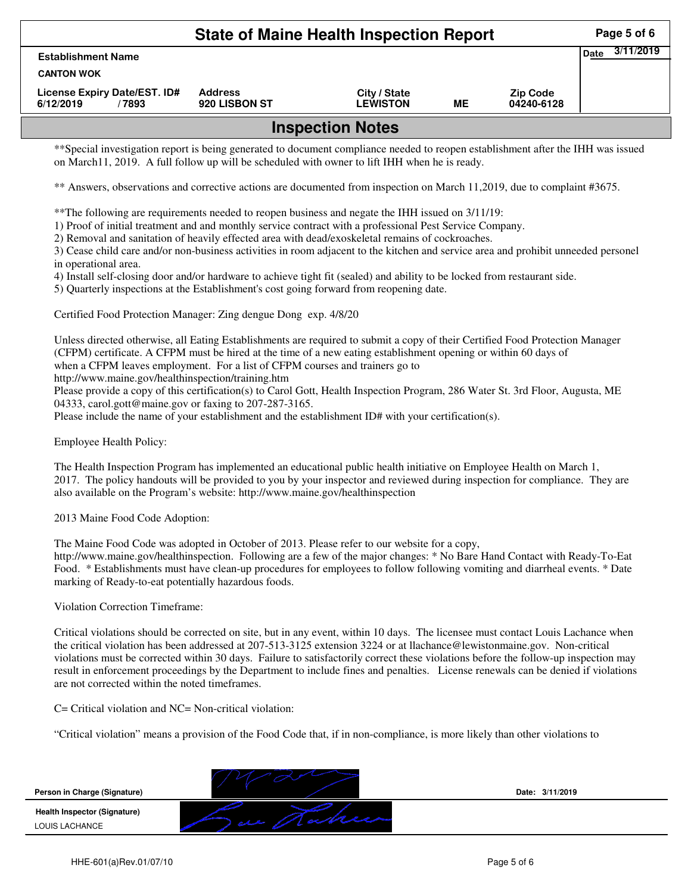# State of Maine Health Inspection Report

| Establishment Name | | | | | Date 3/11/2019 |
|---|---|---|---|---|---|
| CANTON WOK | | | | | |
| License Expiry Date/EST. ID# | Address | City / State | | Zip Code | |
| 6/12/2019 / 7893 | 920 LISBON ST | LEWISTON | ME | 04240-6128 | |

## Inspection Notes

**Special investigation report is being generated to document compliance needed to reopen establishment after the IHH was issued on March11, 2019. A full follow up will be scheduled with owner to lift IHH when he is ready.

** Answers, observations and corrective actions are documented from inspection on March 11,2019, due to complaint #3675.

**The following are requirements needed to reopen business and negate the IHH issued on 3/11/19:
1) Proof of initial treatment and and monthly service contract with a professional Pest Service Company.
2) Removal and sanitation of heavily effected area with dead/exoskeletal remains of cockroaches.
3) Cease child care and/or non-business activities in room adjacent to the kitchen and service area and prohibit unneeded personel in operational area.
4) Install self-closing door and/or hardware to achieve tight fit (sealed) and ability to be locked from restaurant side.
5) Quarterly inspections at the Establishment's cost going forward from reopening date.

Certified Food Protection Manager: Zing dengue Dong exp. 4/8/20

Unless directed otherwise, all Eating Establishments are required to submit a copy of their Certified Food Protection Manager (CFPM) certificate. A CFPM must be hired at the time of a new eating establishment opening or within 60 days of when a CFPM leaves employment. For a list of CFPM courses and trainers go to http://www.maine.gov/healthinspection/training.htm
Please provide a copy of this certification(s) to Carol Gott, Health Inspection Program, 286 Water St. 3rd Floor, Augusta, ME 04333, carol.gott@maine.gov or faxing to 207-287-3165.
Please include the name of your establishment and the establishment ID# with your certification(s).

Employee Health Policy:

The Health Inspection Program has implemented an educational public health initiative on Employee Health on March 1, 2017. The policy handouts will be provided to you by your inspector and reviewed during inspection for compliance. They are also available on the Program's website: http://www.maine.gov/healthinspection

2013 Maine Food Code Adoption:

The Maine Food Code was adopted in October of 2013. Please refer to our website for a copy, http://www.maine.gov/healthinspection. Following are a few of the major changes: * No Bare Hand Contact with Ready-To-Eat Food. * Establishments must have clean-up procedures for employees to follow following vomiting and diarrheal events. * Date marking of Ready-to-eat potentially hazardous foods.

Violation Correction Timeframe:

Critical violations should be corrected on site, but in any event, within 10 days. The licensee must contact Louis Lachance when the critical violation has been addressed at 207-513-3125 extension 3224 or at llachance@lewistonmaine.gov. Non-critical violations must be corrected within 30 days. Failure to satisfactorily correct these violations before the follow-up inspection may result in enforcement proceedings by the Department to include fines and penalties. License renewals can be denied if violations are not corrected within the noted timeframes.

C= Critical violation and NC= Non-critical violation:

"Critical violation" means a provision of the Food Code that, if in non-compliance, is more likely than other violations to

**Person in Charge (Signature)** Date: 3/11/2019

**Health Inspector (Signature)**
LOUIS LACHANCE

HHE-601(a)Rev.01/07/10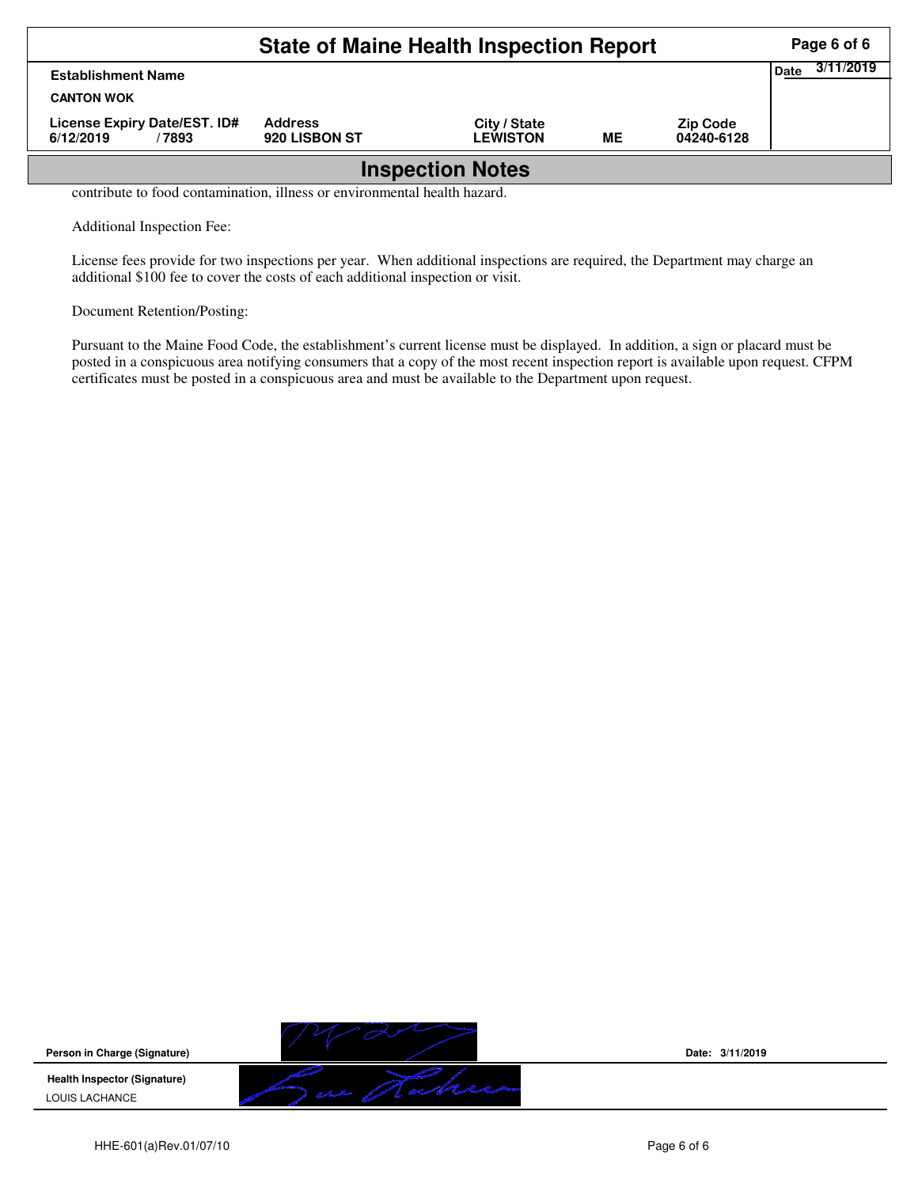# State of Maine Health Inspection Report

| Establishment Name | | | | | Date 3/11/2019 |
|---|---|---|---|---|---|
| CANTON WOK | | | | | |
| License Expiry Date/EST. ID# | Address | City / State | | Zip Code | |
| 6/12/2019 / 7893 | 920 LISBON ST | LEWISTON | ME | 04240-6128 | |

## Inspection Notes

contribute to food contamination, illness or environmental health hazard.

Additional Inspection Fee:

License fees provide for two inspections per year. When additional inspections are required, the Department may charge an additional $100 fee to cover the costs of each additional inspection or visit.

Document Retention/Posting:

Pursuant to the Maine Food Code, the establishment's current license must be displayed. In addition, a sign or placard must be posted in a conspicuous area notifying consumers that a copy of the most recent inspection report is available upon request. CFPM certificates must be posted in a conspicuous area and must be available to the Department upon request.

**Person in Charge (Signature)** Date: 3/11/2019

**Health Inspector (Signature)**
LOUIS LACHANCE

HHE-601(a)Rev.01/07/10